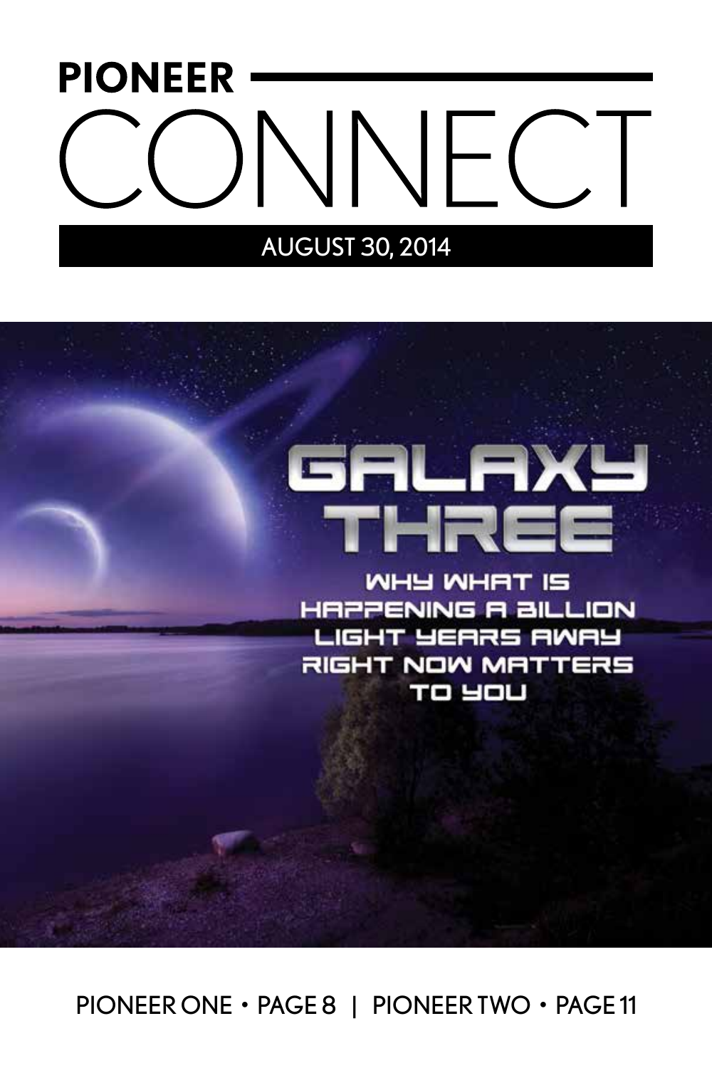# PIONEER CONNECT

AUGUST 30, 2014

## GALAXY THREE

WHY WHAT IS HAPPENING A BILLION LIGHT YEARS AWAY RIGHT NOW MATTERS TO YOU

PIONEER ONE • PAGE 8 | PIONEER TWO • PAGE 11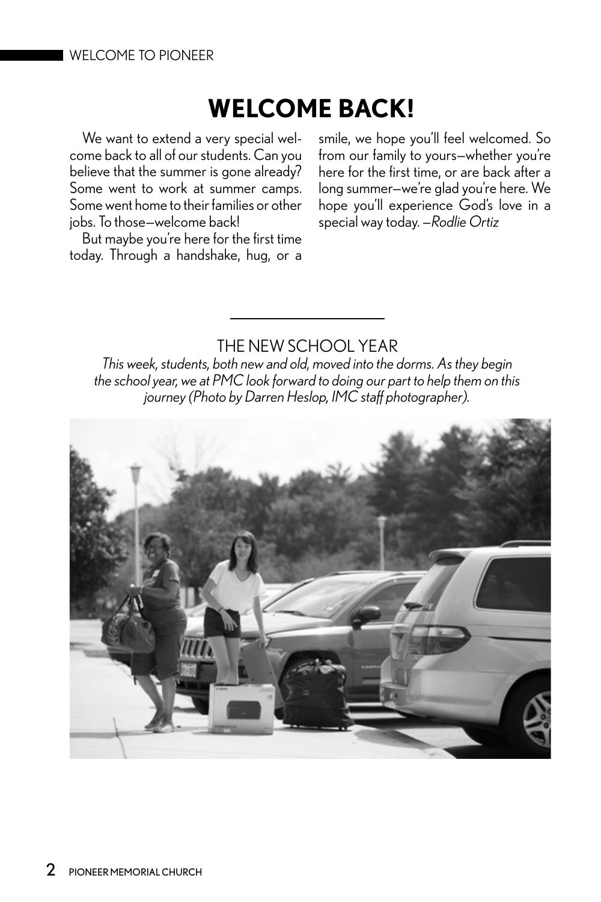# WELCOME BACK!

We want to extend a very special welcome back to all of our students. Can you believe that the summer is gone already? Some went to work at summer camps. Some went home to their families or other jobs. To those—welcome back!

But maybe you're here for the first time today. Through a handshake, hug, or a smile, we hope you'll feel welcomed. So from our family to yours—whether you're here for the first time, or are back after a long summer—we're glad you're here. We hope you'll experience God's love in a special way today. —*Rodlie Ortiz*

---

## THE NEW SCHOOL YEAR

*This week, students, both new and old, moved into the dorms. As they begin the school year, we at PMC look forward to doing our part to help them on this journey (Photo by Darren Heslop, IMC staff photographer).*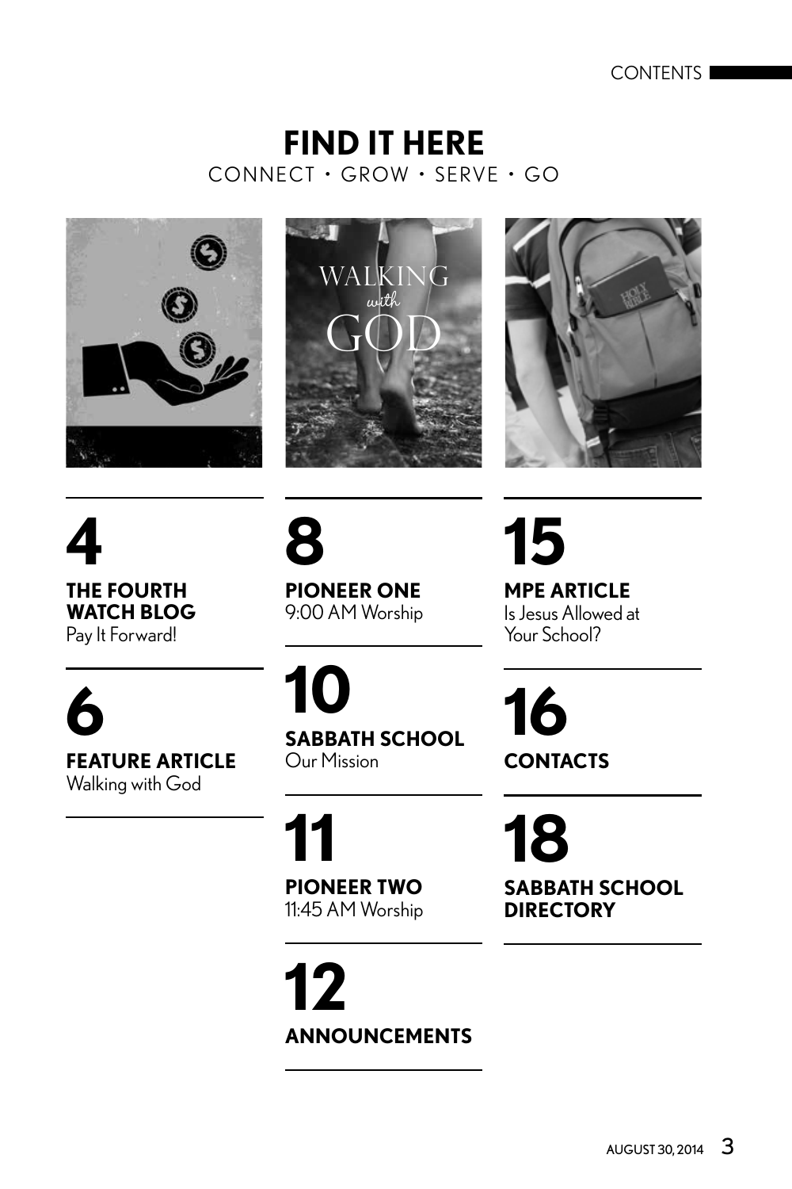# FIND IT HERE

CONNECT • GROW • SERVE • GO

**4**
**THE FOURTH WATCH BLOG**
Pay It Forward!

**6**
**FEATURE ARTICLE**
Walking with God

**8**
**PIONEER ONE**
9:00 AM Worship

**10**
**SABBATH SCHOOL**
Our Mission

**11**
**PIONEER TWO**
11:45 AM Worship

**12**
**ANNOUNCEMENTS**

**15**
**MPE ARTICLE**
Is Jesus Allowed at Your School?

**16**
**CONTACTS**

**18**
**SABBATH SCHOOL DIRECTORY**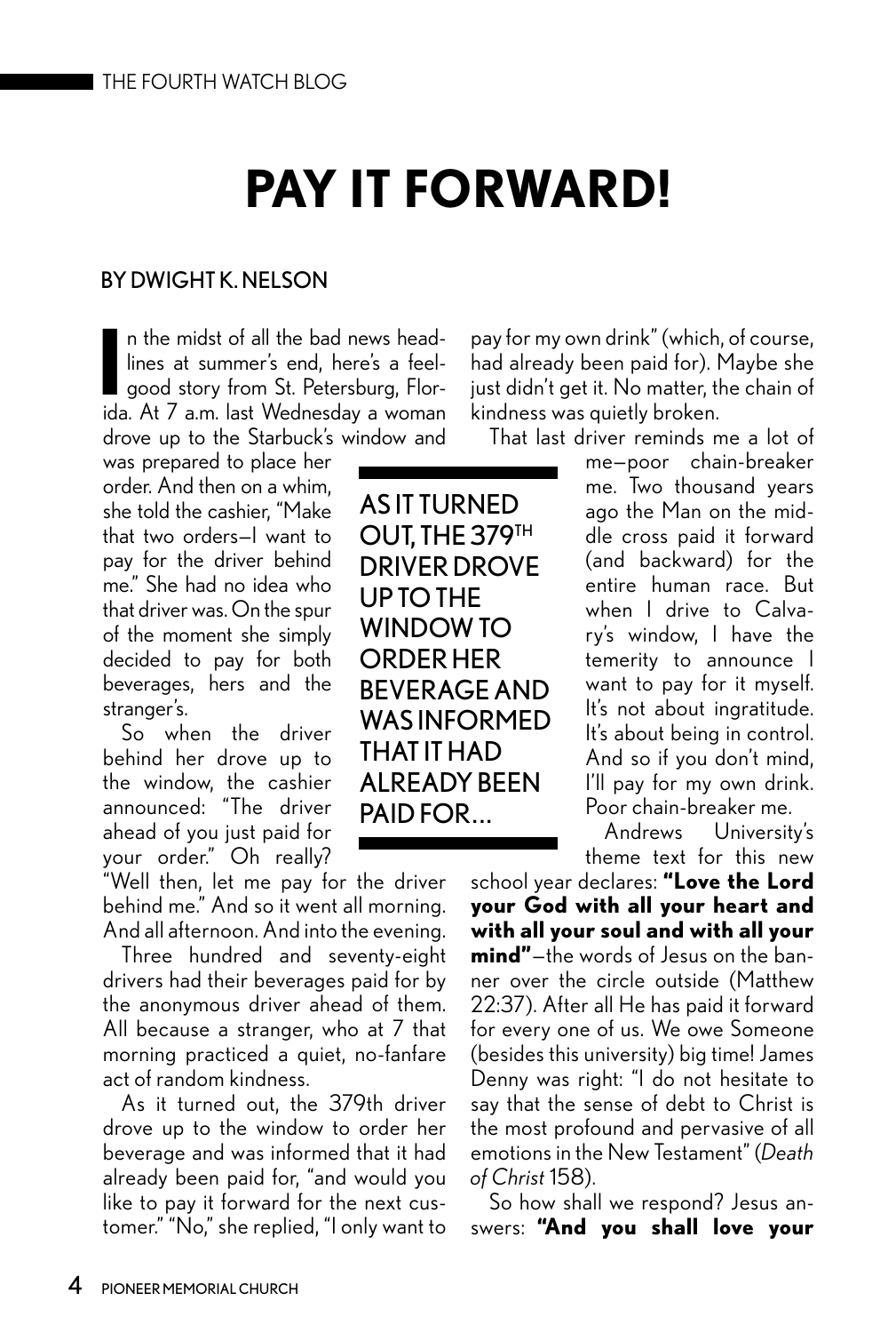THE FOURTH WATCH BLOG

# PAY IT FORWARD!

BY DWIGHT K. NELSON

In the midst of all the bad news headlines at summer's end, here's a feel-good story from St. Petersburg, Florida. At 7 a.m. last Wednesday a woman drove up to the Starbuck's window and was prepared to place her order. And then on a whim, she told the cashier, "Make that two orders—I want to pay for the driver behind me." She had no idea who that driver was. On the spur of the moment she simply decided to pay for both beverages, hers and the stranger's.

So when the driver behind her drove up to the window, the cashier announced: "The driver ahead of you just paid for your order." Oh really? "Well then, let me pay for the driver behind me." And so it went all morning. And all afternoon. And into the evening.

Three hundred and seventy-eight drivers had their beverages paid for by the anonymous driver ahead of them. All because a stranger, who at 7 that morning practiced a quiet, no-fanfare act of random kindness.

As it turned out, the 379th driver drove up to the window to order her beverage and was informed that it had already been paid for, "and would you like to pay it forward for the next customer." "No," she replied, "I only want to pay for my own drink" (which, of course, had already been paid for). Maybe she just didn't get it. No matter, the chain of kindness was quietly broken.

**AS IT TURNED OUT, THE 379TH DRIVER DROVE UP TO THE WINDOW TO ORDER HER BEVERAGE AND WAS INFORMED THAT IT HAD ALREADY BEEN PAID FOR...**

That last driver reminds me a lot of me—poor chain-breaker me. Two thousand years ago the Man on the middle cross paid it forward (and backward) for the entire human race. But when I drive to Calvary's window, I have the temerity to announce I want to pay for it myself. It's not about ingratitude. It's about being in control. And so if you don't mind, I'll pay for my own drink. Poor chain-breaker me.

Andrews University's theme text for this new school year declares: **"Love the Lord your God with all your heart and with all your soul and with all your mind"**—the words of Jesus on the banner over the circle outside (Matthew 22:37). After all He has paid it forward for every one of us. We owe Someone (besides this university) big time! James Denny was right: "I do not hesitate to say that the sense of debt to Christ is the most profound and pervasive of all emotions in the New Testament" (*Death of Christ* 158).

So how shall we respond? Jesus answers: **"And you shall love your**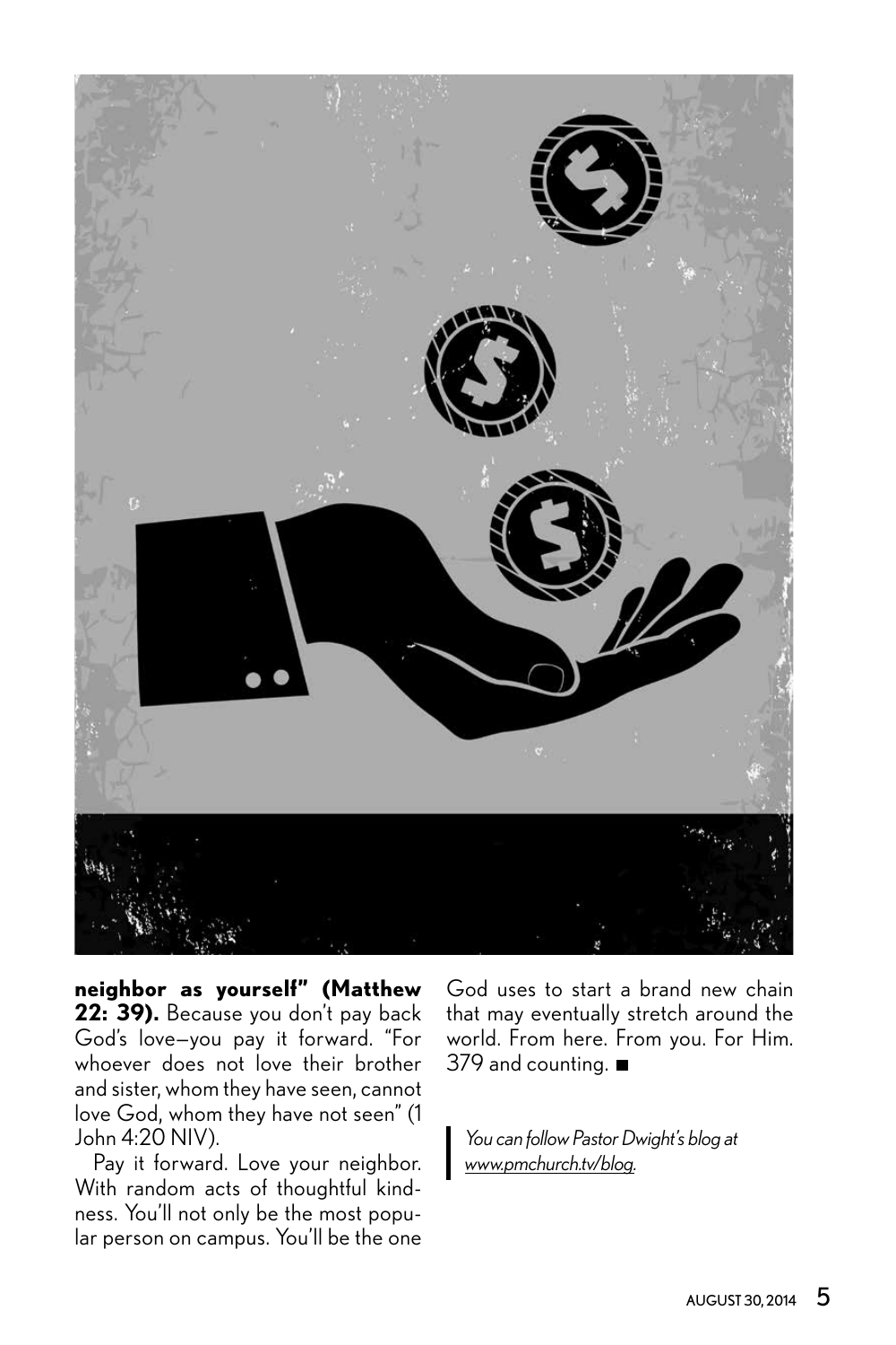**neighbor as yourself" (Matthew 22: 39).** Because you don't pay back God's love—you pay it forward. "For whoever does not love their brother and sister, whom they have seen, cannot love God, whom they have not seen" (1 John 4:20 NIV).

Pay it forward. Love your neighbor. With random acts of thoughtful kindness. You'll not only be the most popular person on campus. You'll be the one God uses to start a brand new chain that may eventually stretch around the world. From here. From you. For Him. 379 and counting. ■

*You can follow Pastor Dwight's blog at www.pmchurch.tv/blog.*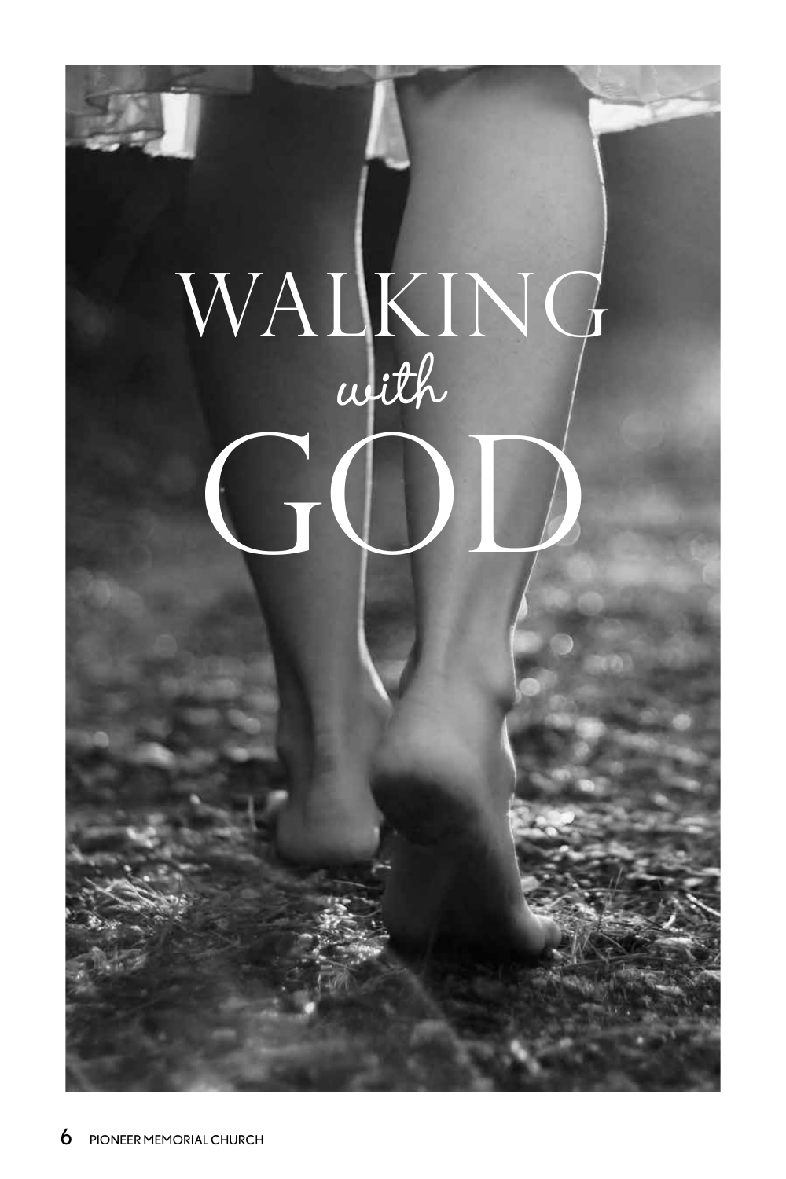# WALKING *with* GOD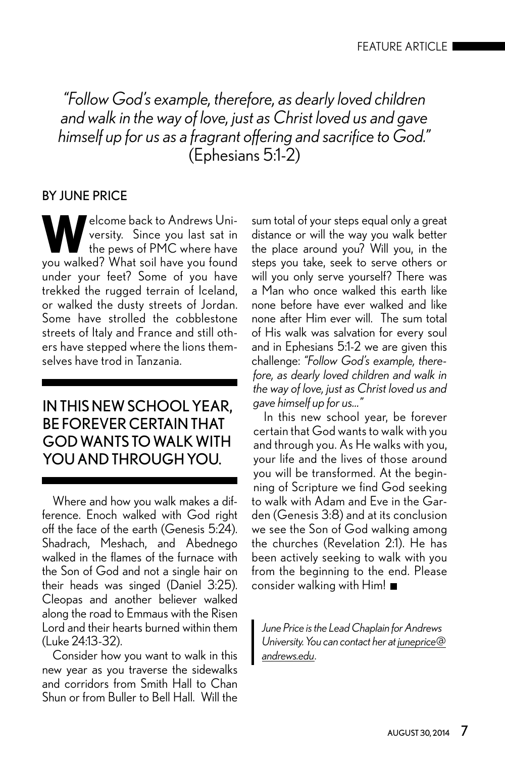*"Follow God's example, therefore, as dearly loved children and walk in the way of love, just as Christ loved us and gave himself up for us as a fragrant offering and sacrifice to God."* (Ephesians 5:1-2)

**BY JUNE PRICE**

Welcome back to Andrews University. Since you last sat in the pews of PMC where have you walked? What soil have you found under your feet? Some of you have trekked the rugged terrain of Iceland, or walked the dusty streets of Jordan. Some have strolled the cobblestone streets of Italy and France and still others have stepped where the lions themselves have trod in Tanzania.

## IN THIS NEW SCHOOL YEAR, BE FOREVER CERTAIN THAT GOD WANTS TO WALK WITH YOU AND THROUGH YOU.

Where and how you walk makes a difference. Enoch walked with God right off the face of the earth (Genesis 5:24). Shadrach, Meshach, and Abednego walked in the flames of the furnace with the Son of God and not a single hair on their heads was singed (Daniel 3:25). Cleopas and another believer walked along the road to Emmaus with the Risen Lord and their hearts burned within them (Luke 24:13-32).

Consider how you want to walk in this new year as you traverse the sidewalks and corridors from Smith Hall to Chan Shun or from Buller to Bell Hall. Will the sum total of your steps equal only a great distance or will the way you walk better the place around you? Will you, in the steps you take, seek to serve others or will you only serve yourself? There was a Man who once walked this earth like none before have ever walked and like none after Him ever will. The sum total of His walk was salvation for every soul and in Ephesians 5:1-2 we are given this challenge: *"Follow God's example, therefore, as dearly loved children and walk in the way of love, just as Christ loved us and gave himself up for us..."*

In this new school year, be forever certain that God wants to walk with you and through you. As He walks with you, your life and the lives of those around you will be transformed. At the beginning of Scripture we find God seeking to walk with Adam and Eve in the Garden (Genesis 3:8) and at its conclusion we see the Son of God walking among the churches (Revelation 2:1). He has been actively seeking to walk with you from the beginning to the end. Please consider walking with Him! ■

*June Price is the Lead Chaplain for Andrews University. You can contact her at juneprice@andrews.edu.*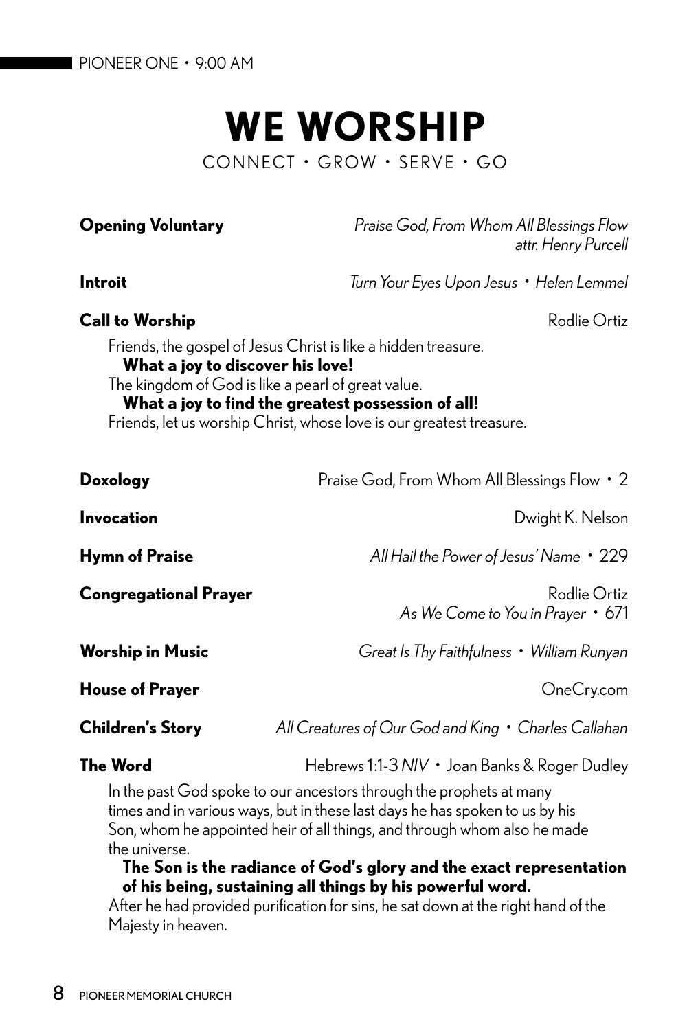PIONEER ONE • 9:00 AM

# WE WORSHIP

CONNECT • GROW • SERVE • GO

**Opening Voluntary** — *Praise God, From Whom All Blessings Flow*
*attr. Henry Purcell*

**Introit** — *Turn Your Eyes Upon Jesus* • *Helen Lemmel*

**Call to Worship** — Rodlie Ortiz

Friends, the gospel of Jesus Christ is like a hidden treasure.
**What a joy to discover his love!**
The kingdom of God is like a pearl of great value.
**What a joy to find the greatest possession of all!**
Friends, let us worship Christ, whose love is our greatest treasure.

**Doxology** — Praise God, From Whom All Blessings Flow • 2

**Invocation** — Dwight K. Nelson

**Hymn of Praise** — *All Hail the Power of Jesus' Name* • 229

**Congregational Prayer** — Rodlie Ortiz
*As We Come to You in Prayer* • 671

**Worship in Music** — *Great Is Thy Faithfulness* • *William Runyan*

**House of Prayer** — OneCry.com

**Children's Story** — *All Creatures of Our God and King* • *Charles Callahan*

**The Word** — Hebrews 1:1-3 *NIV* • Joan Banks & Roger Dudley

In the past God spoke to our ancestors through the prophets at many times and in various ways, but in these last days he has spoken to us by his Son, whom he appointed heir of all things, and through whom also he made the universe.
**The Son is the radiance of God's glory and the exact representation of his being, sustaining all things by his powerful word.**
After he had provided purification for sins, he sat down at the right hand of the Majesty in heaven.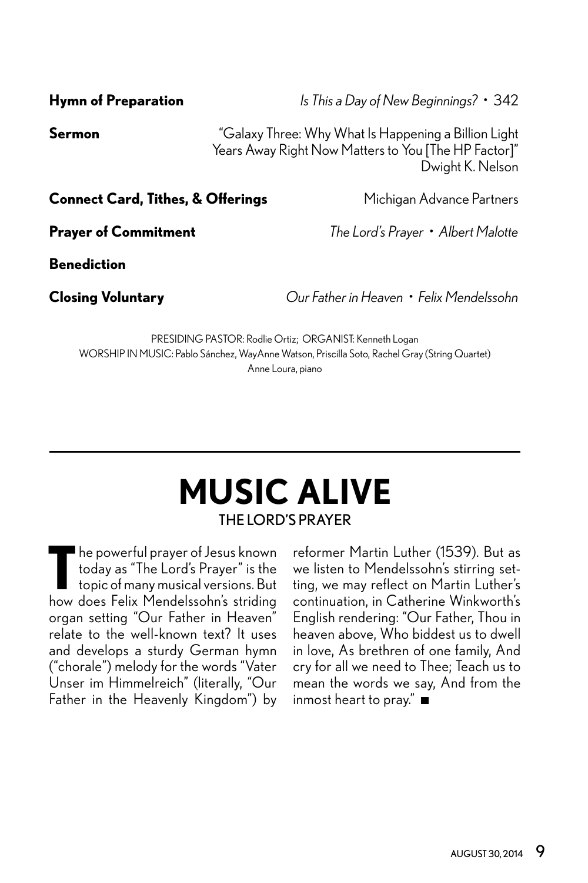**Hymn of Preparation** *Is This a Day of New Beginnings?* • 342

**Sermon** "Galaxy Three: Why What Is Happening a Billion Light Years Away Right Now Matters to You [The HP Factor]"
Dwight K. Nelson

**Connect Card, Tithes, & Offerings** Michigan Advance Partners

**Prayer of Commitment** *The Lord's Prayer* • *Albert Malotte*

**Benediction**

**Closing Voluntary** *Our Father in Heaven* • *Felix Mendelssohn*

PRESIDING PASTOR: Rodlie Ortiz; ORGANIST: Kenneth Logan
WORSHIP IN MUSIC: Pablo Sánchez, WayAnne Watson, Priscilla Soto, Rachel Gray (String Quartet)
Anne Loura, piano

---

# MUSIC ALIVE

## THE LORD'S PRAYER

The powerful prayer of Jesus known today as "The Lord's Prayer" is the topic of many musical versions. But how does Felix Mendelssohn's striding organ setting "Our Father in Heaven" relate to the well-known text? It uses and develops a sturdy German hymn ("chorale") melody for the words "Vater Unser im Himmelreich" (literally, "Our Father in the Heavenly Kingdom") by reformer Martin Luther (1539). But as we listen to Mendelssohn's stirring setting, we may reflect on Martin Luther's continuation, in Catherine Winkworth's English rendering: "Our Father, Thou in heaven above, Who biddest us to dwell in love, As brethren of one family, And cry for all we need to Thee; Teach us to mean the words we say, And from the inmost heart to pray." ■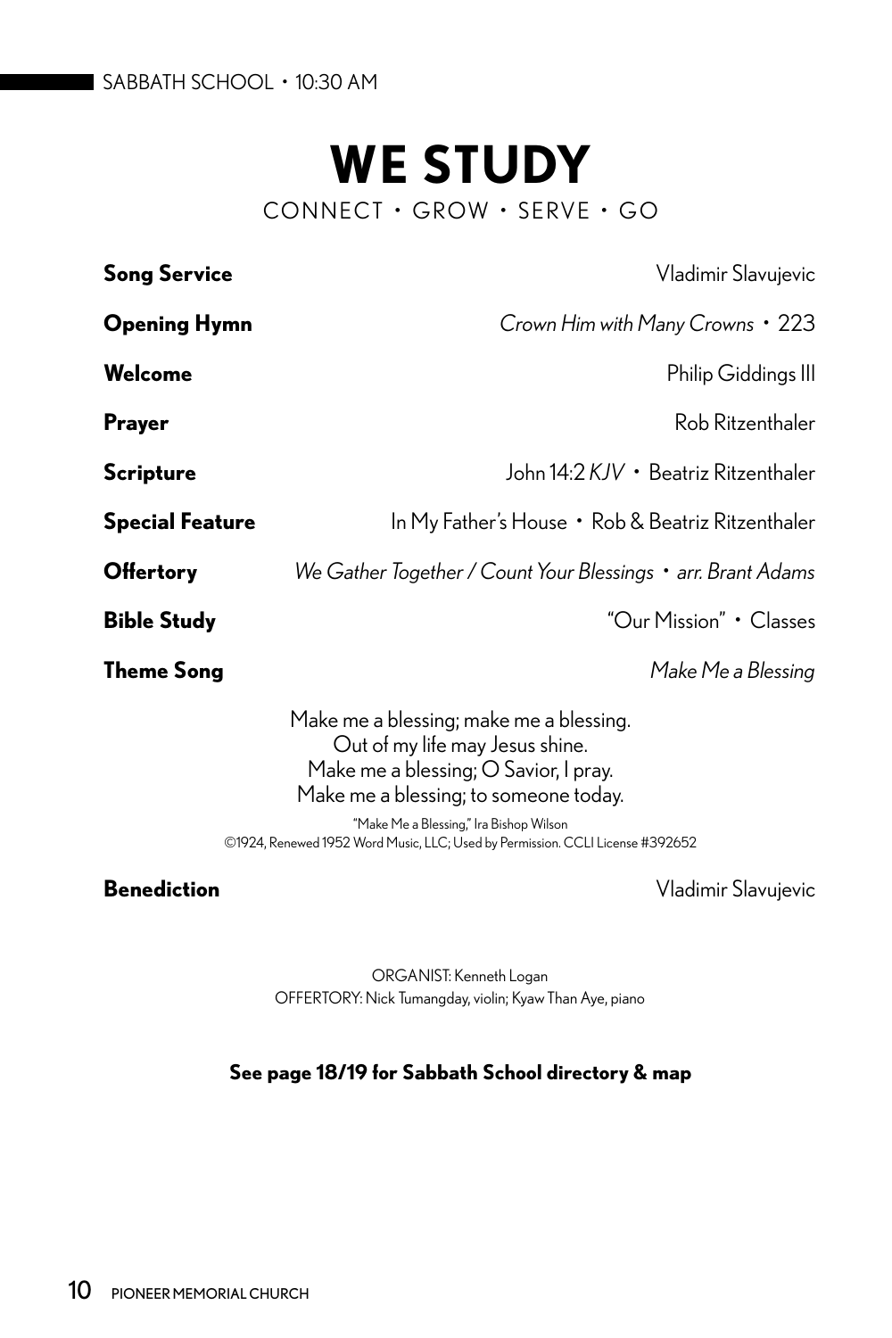SABBATH SCHOOL • 10:30 AM

# WE STUDY

CONNECT • GROW • SERVE • GO

**Song Service** Vladimir Slavujevic

**Opening Hymn** *Crown Him with Many Crowns* • 223

**Welcome** Philip Giddings III

**Prayer** Rob Ritzenthaler

**Scripture** John 14:2 *KJV* • Beatriz Ritzenthaler

**Special Feature** In My Father's House • Rob & Beatriz Ritzenthaler

**Offertory** *We Gather Together / Count Your Blessings • arr. Brant Adams*

**Bible Study** "Our Mission" • Classes

**Theme Song** *Make Me a Blessing*

Make me a blessing; make me a blessing.
Out of my life may Jesus shine.
Make me a blessing; O Savior, I pray.
Make me a blessing; to someone today.

"Make Me a Blessing," Ira Bishop Wilson
©1924, Renewed 1952 Word Music, LLC; Used by Permission. CCLI License #392652

**Benediction** Vladimir Slavujevic

ORGANIST: Kenneth Logan
OFFERTORY: Nick Tumangday, violin; Kyaw Than Aye, piano

**See page 18/19 for Sabbath School directory & map**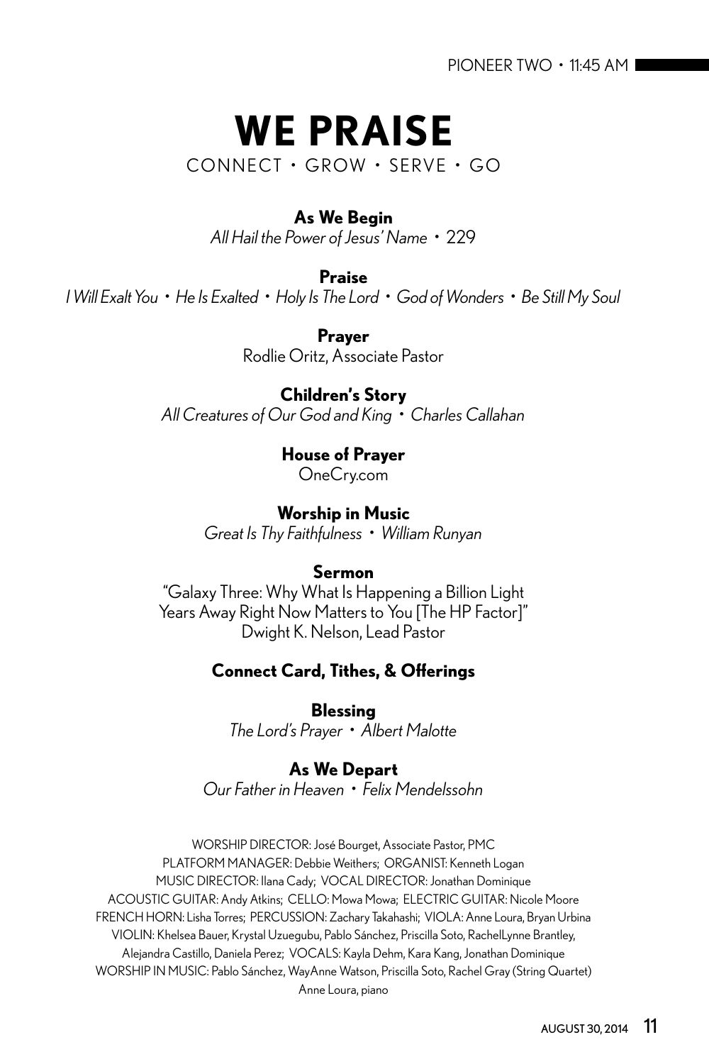PIONEER TWO • 11:45 AM

# WE PRAISE

CONNECT • GROW • SERVE • GO

**As We Begin**
*All Hail the Power of Jesus' Name* • 229

**Praise**
*I Will Exalt You* • *He Is Exalted* • *Holy Is The Lord* • *God of Wonders* • *Be Still My Soul*

**Prayer**
Rodlie Oritz, Associate Pastor

**Children's Story**
*All Creatures of Our God and King* • *Charles Callahan*

**House of Prayer**
OneCry.com

**Worship in Music**
*Great Is Thy Faithfulness* • *William Runyan*

**Sermon**
"Galaxy Three: Why What Is Happening a Billion Light Years Away Right Now Matters to You [The HP Factor]"
Dwight K. Nelson, Lead Pastor

**Connect Card, Tithes, & Offerings**

**Blessing**
*The Lord's Prayer* • *Albert Malotte*

**As We Depart**
*Our Father in Heaven* • *Felix Mendelssohn*

WORSHIP DIRECTOR: José Bourget, Associate Pastor, PMC
PLATFORM MANAGER: Debbie Weithers; ORGANIST: Kenneth Logan
MUSIC DIRECTOR: Ilana Cady; VOCAL DIRECTOR: Jonathan Dominique
ACOUSTIC GUITAR: Andy Atkins; CELLO: Mowa Mowa; ELECTRIC GUITAR: Nicole Moore
FRENCH HORN: Lisha Torres; PERCUSSION: Zachary Takahashi; VIOLA: Anne Loura, Bryan Urbina
VIOLIN: Khelsea Bauer, Krystal Uzuegubu, Pablo Sánchez, Priscilla Soto, RachelLynne Brantley, Alejandra Castillo, Daniela Perez; VOCALS: Kayla Dehm, Kara Kang, Jonathan Dominique
WORSHIP IN MUSIC: Pablo Sánchez, WayAnne Watson, Priscilla Soto, Rachel Gray (String Quartet)
Anne Loura, piano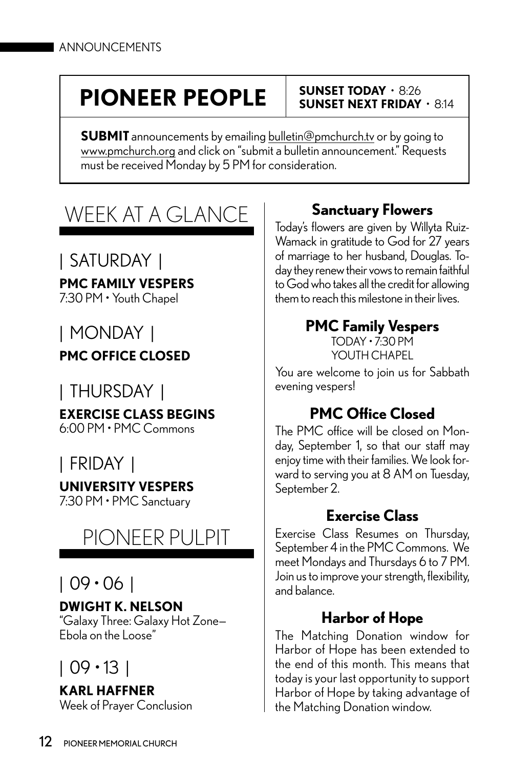ANNOUNCEMENTS

# PIONEER PEOPLE

**SUNSET TODAY** • 8:26
**SUNSET NEXT FRIDAY** • 8:14

**SUBMIT** announcements by emailing bulletin@pmchurch.tv or by going to www.pmchurch.org and click on "submit a bulletin announcement." Requests must be received Monday by 5 PM for consideration.

## WEEK AT A GLANCE

### | SATURDAY |

**PMC FAMILY VESPERS**
7:30 PM • Youth Chapel

### | MONDAY |

**PMC OFFICE CLOSED**

### | THURSDAY |

**EXERCISE CLASS BEGINS**
6:00 PM • PMC Commons

### | FRIDAY |

**UNIVERSITY VESPERS**
7:30 PM • PMC Sanctuary

## PIONEER PULPIT

### | 09 • 06 |

**DWIGHT K. NELSON**
"Galaxy Three: Galaxy Hot Zone—Ebola on the Loose"

### | 09 • 13 |

**KARL HAFFNER**
Week of Prayer Conclusion

### Sanctuary Flowers

Today's flowers are given by Willyta Ruiz-Wamack in gratitude to God for 27 years of marriage to her husband, Douglas. Today they renew their vows to remain faithful to God who takes all the credit for allowing them to reach this milestone in their lives.

### PMC Family Vespers

TODAY • 7:30 PM
YOUTH CHAPEL

You are welcome to join us for Sabbath evening vespers!

### PMC Office Closed

The PMC office will be closed on Monday, September 1, so that our staff may enjoy time with their families. We look forward to serving you at 8 AM on Tuesday, September 2.

### Exercise Class

Exercise Class Resumes on Thursday, September 4 in the PMC Commons. We meet Mondays and Thursdays 6 to 7 PM. Join us to improve your strength, flexibility, and balance.

### Harbor of Hope

The Matching Donation window for Harbor of Hope has been extended to the end of this month. This means that today is your last opportunity to support Harbor of Hope by taking advantage of the Matching Donation window.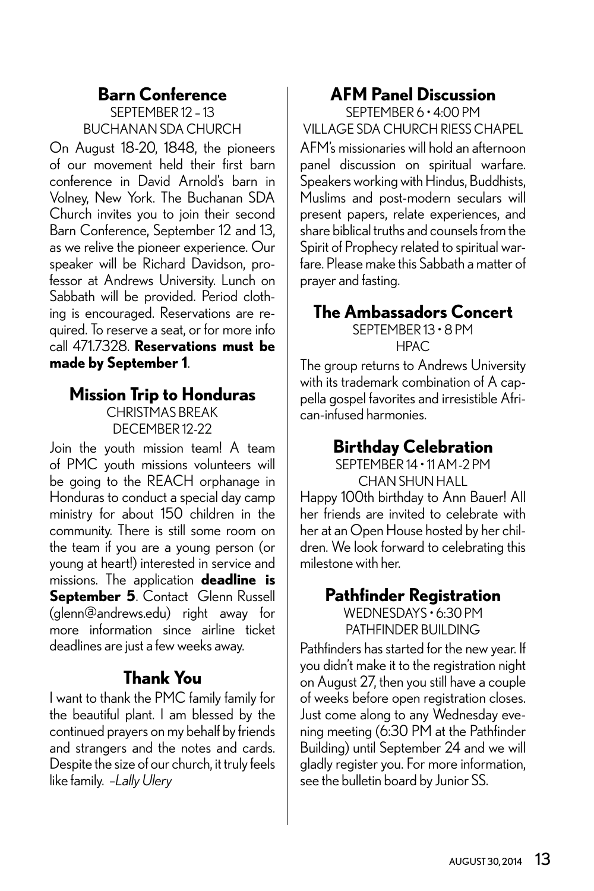## Barn Conference

SEPTEMBER 12 – 13
BUCHANAN SDA CHURCH

On August 18-20, 1848, the pioneers of our movement held their first barn conference in David Arnold's barn in Volney, New York. The Buchanan SDA Church invites you to join their second Barn Conference, September 12 and 13, as we relive the pioneer experience. Our speaker will be Richard Davidson, professor at Andrews University. Lunch on Sabbath will be provided. Period clothing is encouraged. Reservations are required. To reserve a seat, or for more info call 471.7328. **Reservations must be made by September 1**.

## Mission Trip to Honduras

CHRISTMAS BREAK
DECEMBER 12-22

Join the youth mission team! A team of PMC youth missions volunteers will be going to the REACH orphanage in Honduras to conduct a special day camp ministry for about 150 children in the community. There is still some room on the team if you are a young person (or young at heart!) interested in service and missions. The application **deadline is September 5**. Contact Glenn Russell (glenn@andrews.edu) right away for more information since airline ticket deadlines are just a few weeks away.

## Thank You

I want to thank the PMC family family for the beautiful plant. I am blessed by the continued prayers on my behalf by friends and strangers and the notes and cards. Despite the size of our church, it truly feels like family. *–Lally Ulery*

## AFM Panel Discussion

SEPTEMBER 6 • 4:00 PM
VILLAGE SDA CHURCH RIESS CHAPEL

AFM's missionaries will hold an afternoon panel discussion on spiritual warfare. Speakers working with Hindus, Buddhists, Muslims and post-modern seculars will present papers, relate experiences, and share biblical truths and counsels from the Spirit of Prophecy related to spiritual warfare. Please make this Sabbath a matter of prayer and fasting.

## The Ambassadors Concert

SEPTEMBER 13 • 8 PM
HPAC

The group returns to Andrews University with its trademark combination of A cappella gospel favorites and irresistible African-infused harmonies.

## Birthday Celebration

SEPTEMBER 14 • 11 AM-2 PM
CHAN SHUN HALL

Happy 100th birthday to Ann Bauer! All her friends are invited to celebrate with her at an Open House hosted by her children. We look forward to celebrating this milestone with her.

## Pathfinder Registration

WEDNESDAYS • 6:30 PM
PATHFINDER BUILDING

Pathfinders has started for the new year. If you didn't make it to the registration night on August 27, then you still have a couple of weeks before open registration closes. Just come along to any Wednesday evening meeting (6:30 PM at the Pathfinder Building) until September 24 and we will gladly register you. For more information, see the bulletin board by Junior SS.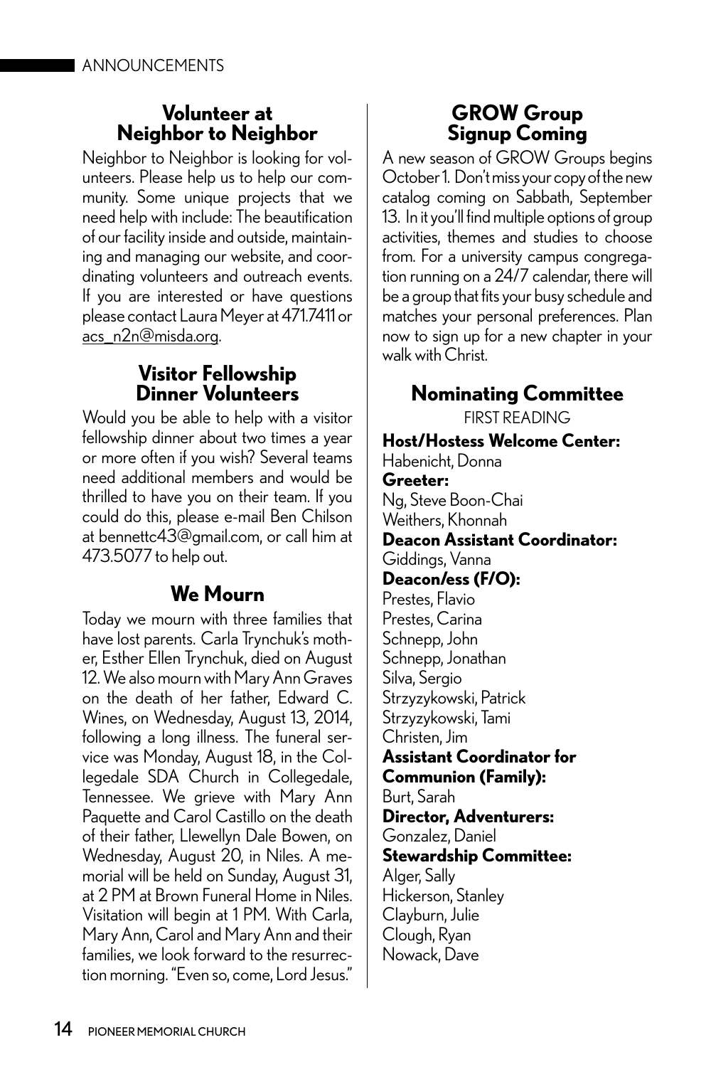## Volunteer at Neighbor to Neighbor

Neighbor to Neighbor is looking for volunteers. Please help us to help our community. Some unique projects that we need help with include: The beautification of our facility inside and outside, maintaining and managing our website, and coordinating volunteers and outreach events. If you are interested or have questions please contact Laura Meyer at 471.7411 or acs_n2n@misda.org.

## Visitor Fellowship Dinner Volunteers

Would you be able to help with a visitor fellowship dinner about two times a year or more often if you wish? Several teams need additional members and would be thrilled to have you on their team. If you could do this, please e-mail Ben Chilson at bennettc43@gmail.com, or call him at 473.5077 to help out.

## We Mourn

Today we mourn with three families that have lost parents. Carla Trynchuk's mother, Esther Ellen Trynchuk, died on August 12. We also mourn with Mary Ann Graves on the death of her father, Edward C. Wines, on Wednesday, August 13, 2014, following a long illness. The funeral service was Monday, August 18, in the Collegedale SDA Church in Collegedale, Tennessee. We grieve with Mary Ann Paquette and Carol Castillo on the death of their father, Llewellyn Dale Bowen, on Wednesday, August 20, in Niles. A memorial will be held on Sunday, August 31, at 2 PM at Brown Funeral Home in Niles. Visitation will begin at 1 PM. With Carla, Mary Ann, Carol and Mary Ann and their families, we look forward to the resurrection morning. "Even so, come, Lord Jesus."

## GROW Group Signup Coming

A new season of GROW Groups begins October 1. Don't miss your copy of the new catalog coming on Sabbath, September 13. In it you'll find multiple options of group activities, themes and studies to choose from. For a university campus congregation running on a 24/7 calendar, there will be a group that fits your busy schedule and matches your personal preferences. Plan now to sign up for a new chapter in your walk with Christ.

## Nominating Committee

FIRST READING

**Host/Hostess Welcome Center:**
Habenicht, Donna

**Greeter:**
Ng, Steve Boon-Chai
Weithers, Khonnah

**Deacon Assistant Coordinator:**
Giddings, Vanna

**Deacon/ess (F/O):**
Prestes, Flavio
Prestes, Carina
Schnepp, John
Schnepp, Jonathan
Silva, Sergio
Strzyzykowski, Patrick
Strzyzykowski, Tami
Christen, Jim

**Assistant Coordinator for Communion (Family):**
Burt, Sarah

**Director, Adventurers:**
Gonzalez, Daniel

**Stewardship Committee:**
Alger, Sally
Hickerson, Stanley
Clayburn, Julie
Clough, Ryan
Nowack, Dave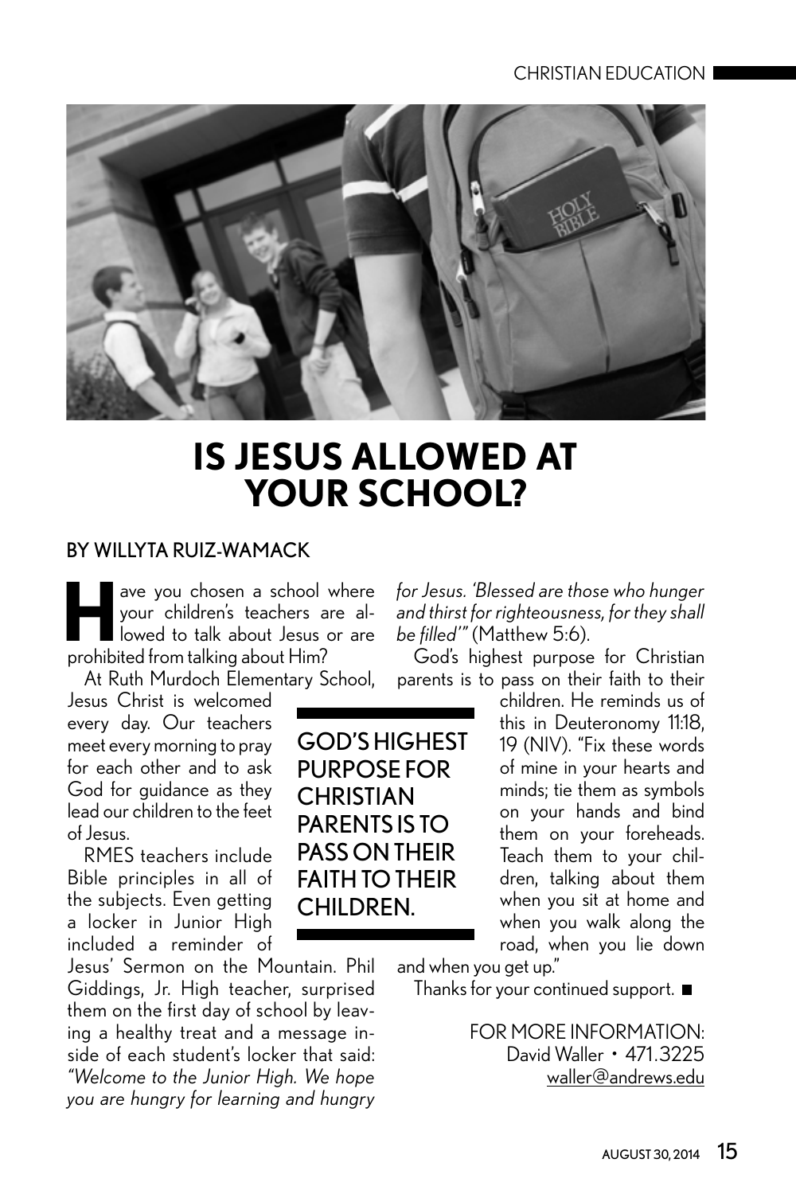CHRISTIAN EDUCATION

# IS JESUS ALLOWED AT YOUR SCHOOL?

BY WILLYTA RUIZ-WAMACK

Have you chosen a school where your children's teachers are allowed to talk about Jesus or are prohibited from talking about Him?

At Ruth Murdoch Elementary School, Jesus Christ is welcomed every day. Our teachers meet every morning to pray for each other and to ask God for guidance as they lead our children to the feet of Jesus.

RMES teachers include Bible principles in all of the subjects. Even getting a locker in Junior High included a reminder of Jesus' Sermon on the Mountain. Phil Giddings, Jr. High teacher, surprised them on the first day of school by leaving a healthy treat and a message inside of each student's locker that said: *"Welcome to the Junior High. We hope you are hungry for learning and hungry for Jesus. 'Blessed are those who hunger and thirst for righteousness, for they shall be filled'"* (Matthew 5:6).

God's highest purpose for Christian parents is to pass on their faith to their children. He reminds us of this in Deuteronomy 11:18, 19 (NIV). "Fix these words of mine in your hearts and minds; tie them as symbols on your hands and bind them on your foreheads. Teach them to your children, talking about them when you sit at home and when you walk along the road, when you lie down and when you get up."

> GOD'S HIGHEST PURPOSE FOR CHRISTIAN PARENTS IS TO PASS ON THEIR FAITH TO THEIR CHILDREN.

Thanks for your continued support. ■

FOR MORE INFORMATION:
David Waller • 471.3225
waller@andrews.edu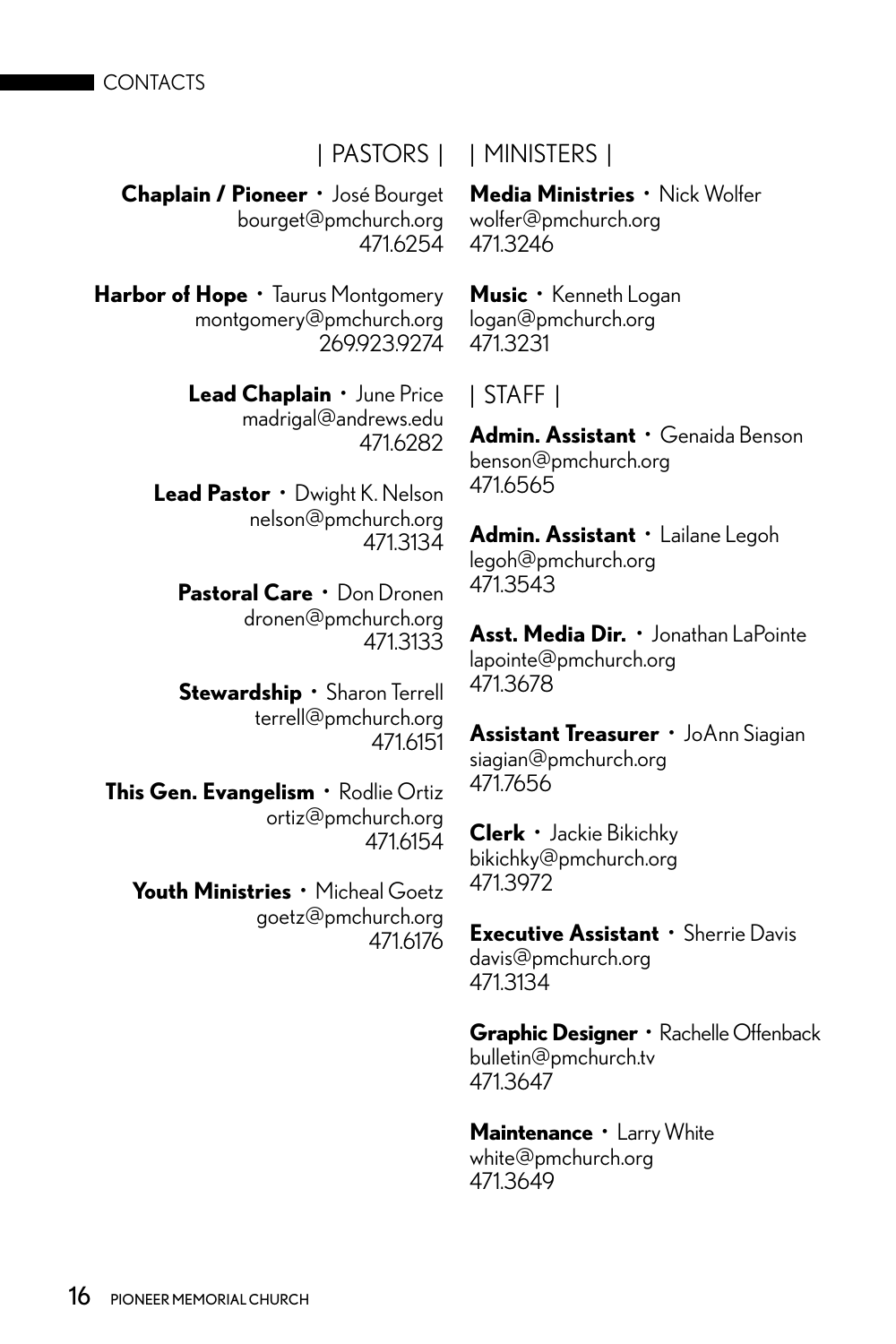## CONTACTS

### | PASTORS |

**Chaplain / Pioneer** • José Bourget
bourget@pmchurch.org
471.6254

**Harbor of Hope** • Taurus Montgomery
montgomery@pmchurch.org
269.923.9274

**Lead Chaplain** • June Price
madrigal@andrews.edu
471.6282

**Lead Pastor** • Dwight K. Nelson
nelson@pmchurch.org
471.3134

**Pastoral Care** • Don Dronen
dronen@pmchurch.org
471.3133

**Stewardship** • Sharon Terrell
terrell@pmchurch.org
471.6151

**This Gen. Evangelism** • Rodlie Ortiz
ortiz@pmchurch.org
471.6154

**Youth Ministries** • Micheal Goetz
goetz@pmchurch.org
471.6176

### | MINISTERS |

**Media Ministries** • Nick Wolfer
wolfer@pmchurch.org
471.3246

**Music** • Kenneth Logan
logan@pmchurch.org
471.3231

### | STAFF |

**Admin. Assistant** • Genaida Benson
benson@pmchurch.org
471.6565

**Admin. Assistant** • Lailane Legoh
legoh@pmchurch.org
471.3543

**Asst. Media Dir.** • Jonathan LaPointe
lapointe@pmchurch.org
471.3678

**Assistant Treasurer** • JoAnn Siagian
siagian@pmchurch.org
471.7656

**Clerk** • Jackie Bikichky
bikichky@pmchurch.org
471.3972

**Executive Assistant** • Sherrie Davis
davis@pmchurch.org
471.3134

**Graphic Designer** • Rachelle Offenback
bulletin@pmchurch.tv
471.3647

**Maintenance** • Larry White
white@pmchurch.org
471.3649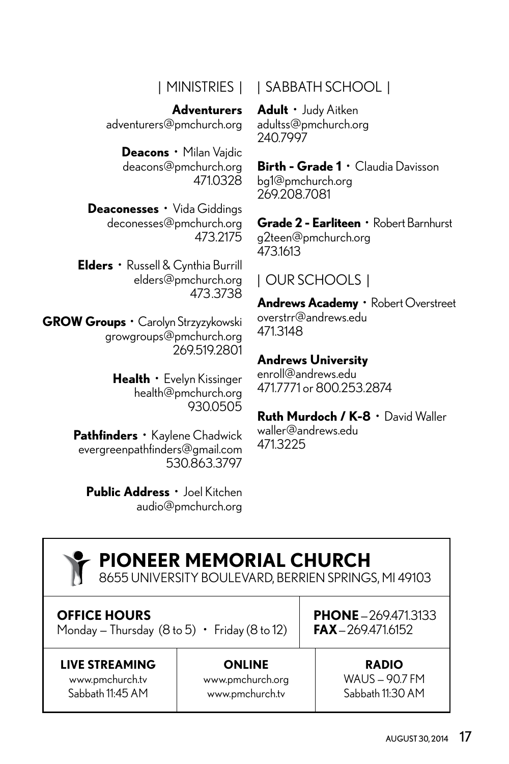## | MINISTRIES |

**Adventurers**
adventurers@pmchurch.org

**Deacons** • Milan Vajdic
deacons@pmchurch.org
471.0328

**Deaconesses** • Vida Giddings
deconesses@pmchurch.org
473.2175

**Elders** • Russell & Cynthia Burrill
elders@pmchurch.org
473.3738

**GROW Groups** • Carolyn Strzyzykowski
growgroups@pmchurch.org
269.519.2801

**Health** • Evelyn Kissinger
health@pmchurch.org
930.0505

**Pathfinders** • Kaylene Chadwick
evergreenpathfinders@gmail.com
530.863.3797

**Public Address** • Joel Kitchen
audio@pmchurch.org

## | SABBATH SCHOOL |

**Adult** • Judy Aitken
adultss@pmchurch.org
240.7997

**Birth - Grade 1** • Claudia Davisson
bg1@pmchurch.org
269.208.7081

**Grade 2 - Earliteen** • Robert Barnhurst
g2teen@pmchurch.org
473.1613

## | OUR SCHOOLS |

**Andrews Academy** • Robert Overstreet
overstrr@andrews.edu
471.3148

**Andrews University**
enroll@andrews.edu
471.7771 or 800.253.2874

**Ruth Murdoch / K-8** • David Waller
waller@andrews.edu
471.3225

# PIONEER MEMORIAL CHURCH

8655 UNIVERSITY BOULEVARD, BERRIEN SPRINGS, MI 49103

**OFFICE HOURS**
Monday – Thursday (8 to 5) • Friday (8 to 12)

**PHONE** – 269.471.3133
**FAX** – 269.471.6152

**LIVE STREAMING**
www.pmchurch.tv
Sabbath 11:45 AM

**ONLINE**
www.pmchurch.org
www.pmchurch.tv

**RADIO**
WAUS – 90.7 FM
Sabbath 11:30 AM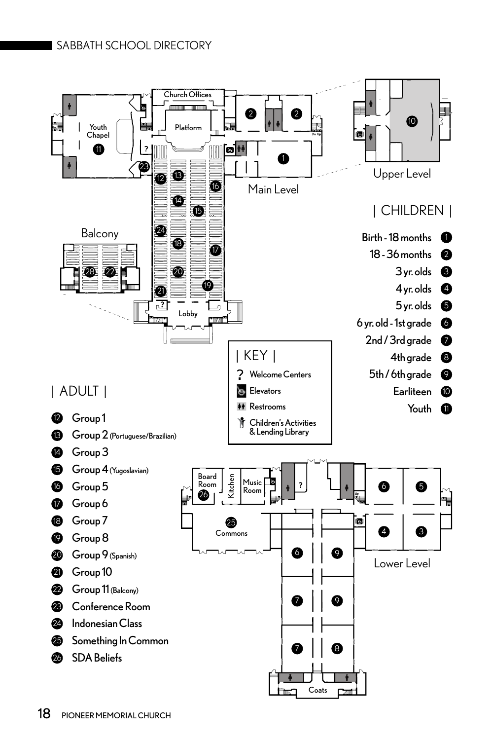## SABBATH SCHOOL DIRECTORY

Youth Chapel

Church Offices

Platform

Main Level

Upper Level

Balcony

Lobby

Board Room

Kitchen

Music Room

Commons

Coats

Lower Level

| KEY |

- ? Welcome Centers
- Elevators
- Restrooms
- Children's Activities & Lending Library

### | CHILDREN |

- Birth - 18 months — 1
- 18 - 36 months — 2
- 3 yr. olds — 3
- 4 yr. olds — 4
- 5 yr. olds — 5
- 6 yr. old - 1st grade — 6
- 2nd / 3rd grade — 7
- 4th grade — 8
- 5th / 6th grade — 9
- Earliteen — 10
- Youth — 11

### | ADULT |

- 12 Group 1
- 13 Group 2 (Portuguese/Brazilian)
- 14 Group 3
- 15 Group 4 (Yugoslavian)
- 16 Group 5
- 17 Group 6
- 18 Group 7
- 19 Group 8
- 20 Group 9 (Spanish)
- 21 Group 10
- 22 Group 11 (Balcony)
- 23 Conference Room
- 24 Indonesian Class
- 25 Something In Common
- 26 SDA Beliefs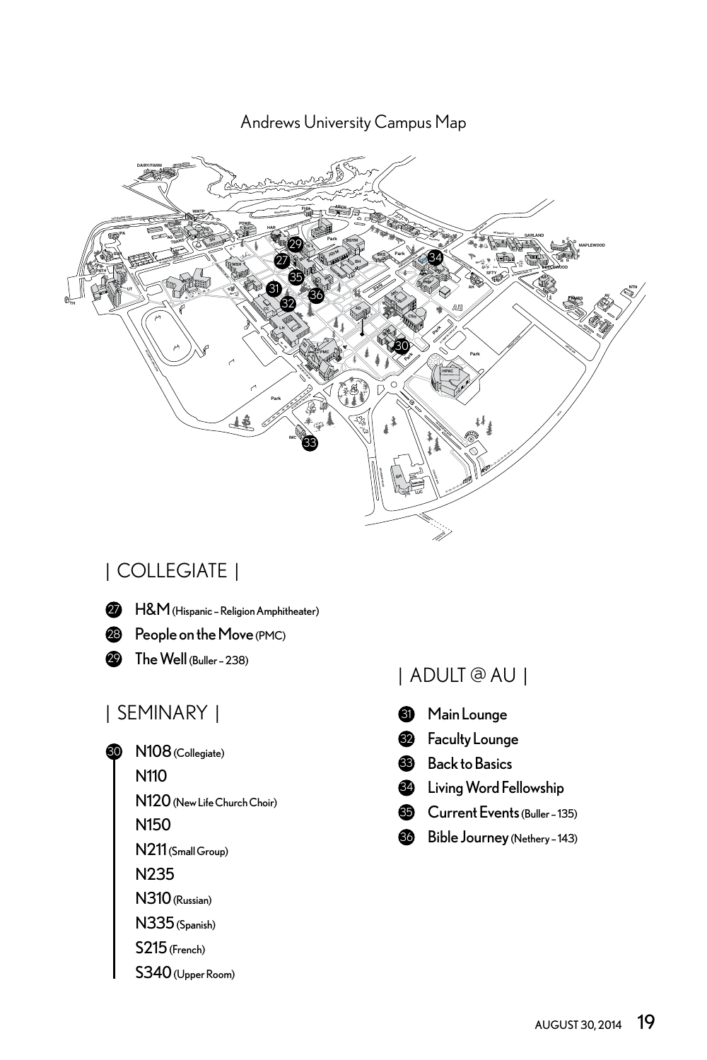Andrews University Campus Map

## | COLLEGIATE |

- 27 H&M (Hispanic – Religion Amphitheater)
- 28 People on the Move (PMC)
- 29 The Well (Buller – 238)

## | SEMINARY |

- 30 N108 (Collegiate)
  - N110
  - N120 (New Life Church Choir)
  - N150
  - N211 (Small Group)
  - N235
  - N310 (Russian)
  - N335 (Spanish)
  - S215 (French)
  - S340 (Upper Room)

## | ADULT @ AU |

- 31 Main Lounge
- 32 Faculty Lounge
- 33 Back to Basics
- 34 Living Word Fellowship
- 35 Current Events (Buller – 135)
- 36 Bible Journey (Nethery – 143)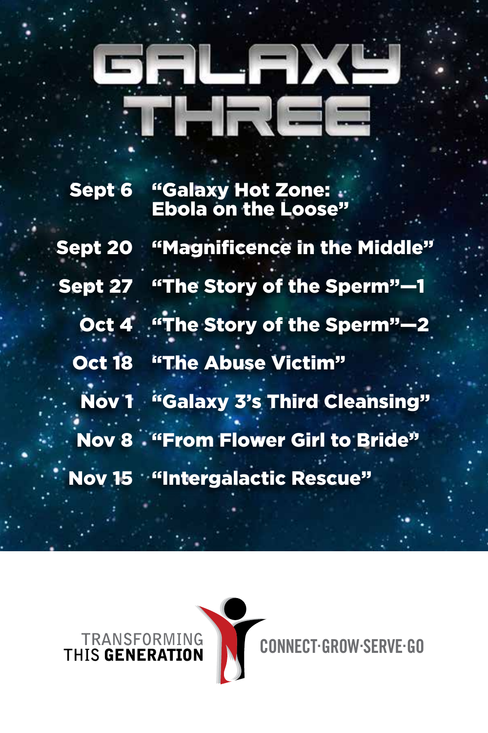# GALAXY THREE

| | |
|---|---|
| Sept 6 | "Galaxy Hot Zone: Ebola on the Loose" |
| Sept 20 | "Magnificence in the Middle" |
| Sept 27 | "The Story of the Sperm"—1 |
| Oct 4 | "The Story of the Sperm"—2 |
| Oct 18 | "The Abuse Victim" |
| Nov 1 | "Galaxy 3's Third Cleansing" |
| Nov 8 | "From Flower Girl to Bride" |
| Nov 15 | "Intergalactic Rescue" |

TRANSFORMING THIS **GENERATION**

CONNECT·GROW·SERVE·GO